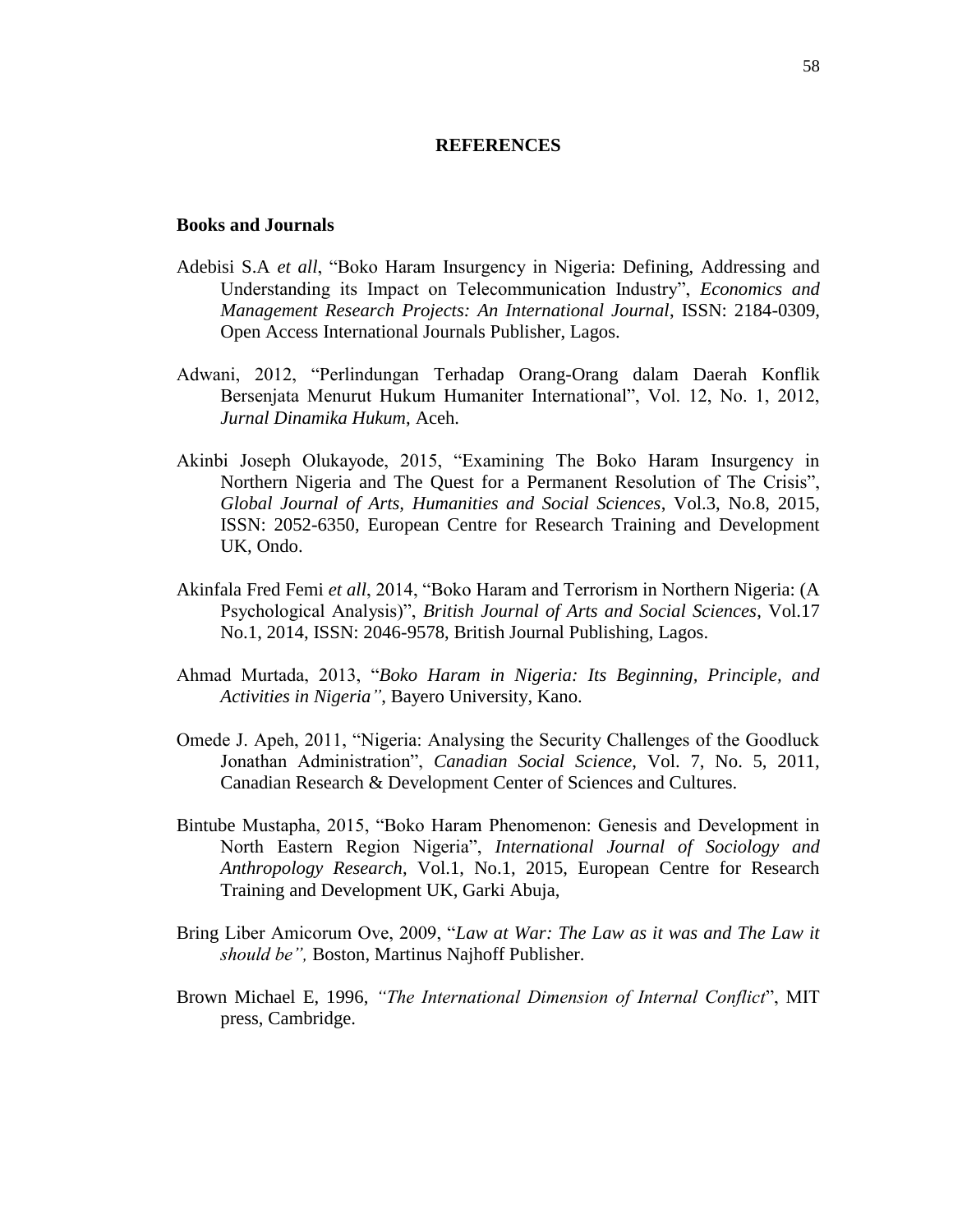# REFERENCES

## Books and Journals

Adebisi S.A *et all*, "Boko Haram Insurgency in Nigeria: Defining, Addressing and Understanding its Impact on Telecommunication Industry", *Economics and Management Research Projects: An International Journal*, ISSN: 2184-0309, Open Access International Journals Publisher, Lagos.

Adwani, 2012, "Perlindungan Terhadap Orang-Orang dalam Daerah Konflik Bersenjata Menurut Hukum Humaniter International", Vol. 12, No. 1, 2012, *Jurnal Dinamika Hukum*, Aceh.

Akinbi Joseph Olukayode, 2015, "Examining The Boko Haram Insurgency in Northern Nigeria and The Quest for a Permanent Resolution of The Crisis", *Global Journal of Arts, Humanities and Social Sciences*, Vol.3, No.8, 2015, ISSN: 2052-6350, European Centre for Research Training and Development UK, Ondo.

Akinfala Fred Femi *et all*, 2014, "Boko Haram and Terrorism in Northern Nigeria: (A Psychological Analysis)", *British Journal of Arts and Social Sciences*, Vol.17 No.1, 2014, ISSN: 2046-9578, British Journal Publishing, Lagos.

Ahmad Murtada, 2013, "*Boko Haram in Nigeria: Its Beginning, Principle, and Activities in Nigeria"*, Bayero University, Kano.

Omede J. Apeh, 2011, "Nigeria: Analysing the Security Challenges of the Goodluck Jonathan Administration", *Canadian Social Science*, Vol. 7, No. 5, 2011, Canadian Research & Development Center of Sciences and Cultures.

Bintube Mustapha, 2015, "Boko Haram Phenomenon: Genesis and Development in North Eastern Region Nigeria", *International Journal of Sociology and Anthropology Research*, Vol.1, No.1, 2015, European Centre for Research Training and Development UK, Garki Abuja,

Bring Liber Amicorum Ove, 2009, "*Law at War: The Law as it was and The Law it should be",* Boston, Martinus Najhoff Publisher.

Brown Michael E, 1996, *"The International Dimension of Internal Conflict*", MIT press, Cambridge.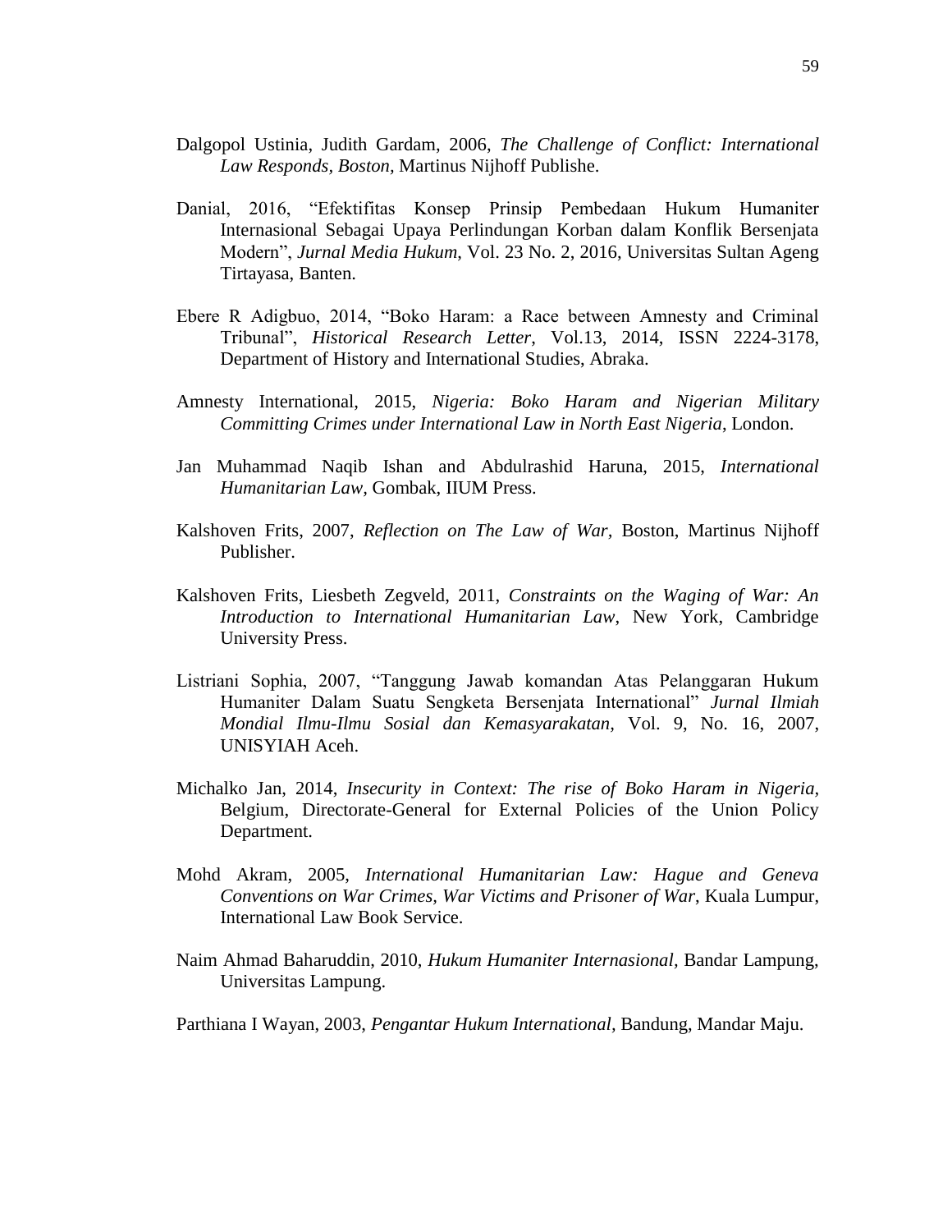Dalgopol Ustinia, Judith Gardam, 2006, *The Challenge of Conflict: International Law Responds, Boston,* Martinus Nijhoff Publishe.

Danial, 2016, "Efektifitas Konsep Prinsip Pembedaan Hukum Humaniter Internasional Sebagai Upaya Perlindungan Korban dalam Konflik Bersenjata Modern", *Jurnal Media Hukum*, Vol. 23 No. 2, 2016, Universitas Sultan Ageng Tirtayasa, Banten.

Ebere R Adigbuo, 2014, "Boko Haram: a Race between Amnesty and Criminal Tribunal", *Historical Research Letter*, Vol.13, 2014, ISSN 2224-3178, Department of History and International Studies, Abraka.

Amnesty International, 2015, *Nigeria: Boko Haram and Nigerian Military Committing Crimes under International Law in North East Nigeria*, London.

Jan Muhammad Naqib Ishan and Abdulrashid Haruna, 2015, *International Humanitarian Law,* Gombak, IIUM Press.

Kalshoven Frits, 2007, *Reflection on The Law of War*, Boston, Martinus Nijhoff Publisher.

Kalshoven Frits, Liesbeth Zegveld, 2011, *Constraints on the Waging of War: An Introduction to International Humanitarian Law*, New York, Cambridge University Press.

Listriani Sophia, 2007, "Tanggung Jawab komandan Atas Pelanggaran Hukum Humaniter Dalam Suatu Sengketa Bersenjata International" *Jurnal Ilmiah Mondial Ilmu-Ilmu Sosial dan Kemasyarakatan,* Vol. 9, No. 16, 2007, UNISYIAH Aceh.

Michalko Jan, 2014, *Insecurity in Context: The rise of Boko Haram in Nigeria*, Belgium, Directorate-General for External Policies of the Union Policy Department.

Mohd Akram, 2005, *International Humanitarian Law: Hague and Geneva Conventions on War Crimes, War Victims and Prisoner of War*, Kuala Lumpur, International Law Book Service.

Naim Ahmad Baharuddin, 2010, *Hukum Humaniter Internasional*, Bandar Lampung, Universitas Lampung.

Parthiana I Wayan, 2003, *Pengantar Hukum International,* Bandung, Mandar Maju.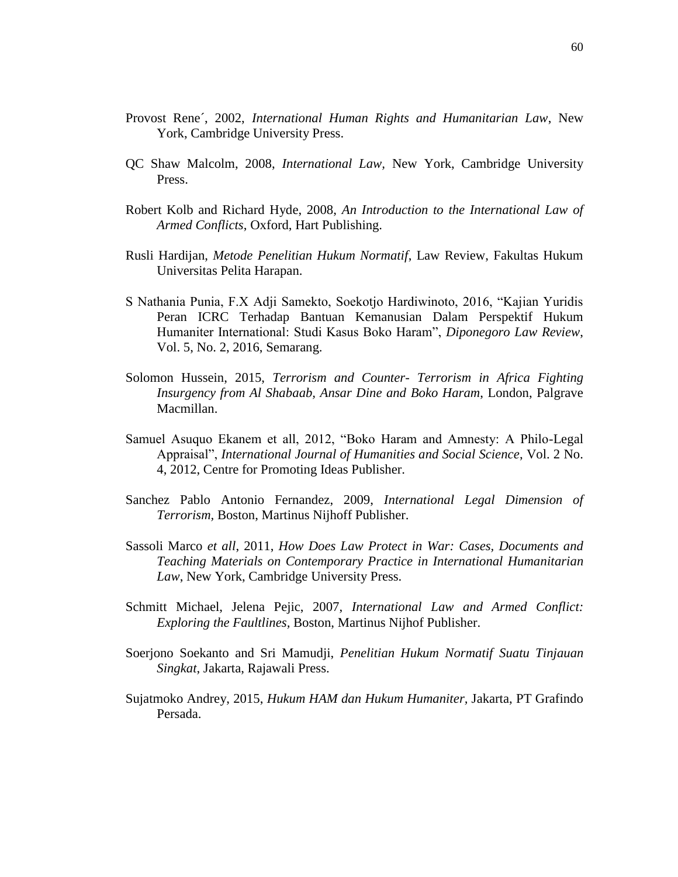Provost Rene´, 2002, *International Human Rights and Humanitarian Law*, New York, Cambridge University Press.

QC Shaw Malcolm, 2008, *International Law,* New York, Cambridge University Press.

Robert Kolb and Richard Hyde, 2008, *An Introduction to the International Law of Armed Conflicts*, Oxford, Hart Publishing.

Rusli Hardijan, *Metode Penelitian Hukum Normatif*, Law Review, Fakultas Hukum Universitas Pelita Harapan.

S Nathania Punia, F.X Adji Samekto, Soekotjo Hardiwinoto, 2016, "Kajian Yuridis Peran ICRC Terhadap Bantuan Kemanusian Dalam Perspektif Hukum Humaniter International: Studi Kasus Boko Haram", *Diponegoro Law Review*, Vol. 5, No. 2, 2016, Semarang.

Solomon Hussein, 2015, *Terrorism and Counter- Terrorism in Africa Fighting Insurgency from Al Shabaab, Ansar Dine and Boko Haram*, London, Palgrave Macmillan.

Samuel Asuquo Ekanem et all, 2012, "Boko Haram and Amnesty: A Philo-Legal Appraisal", *International Journal of Humanities and Social Science,* Vol. 2 No. 4, 2012, Centre for Promoting Ideas Publisher.

Sanchez Pablo Antonio Fernandez, 2009, *International Legal Dimension of Terrorism*, Boston, Martinus Nijhoff Publisher.

Sassoli Marco *et all*, 2011, *How Does Law Protect in War: Cases, Documents and Teaching Materials on Contemporary Practice in International Humanitarian Law*, New York, Cambridge University Press.

Schmitt Michael, Jelena Pejic, 2007, *International Law and Armed Conflict: Exploring the Faultlines,* Boston, Martinus Nijhof Publisher.

Soerjono Soekanto and Sri Mamudji, *Penelitian Hukum Normatif Suatu Tinjauan Singkat*, Jakarta, Rajawali Press.

Sujatmoko Andrey, 2015, *Hukum HAM dan Hukum Humaniter,* Jakarta, PT Grafindo Persada.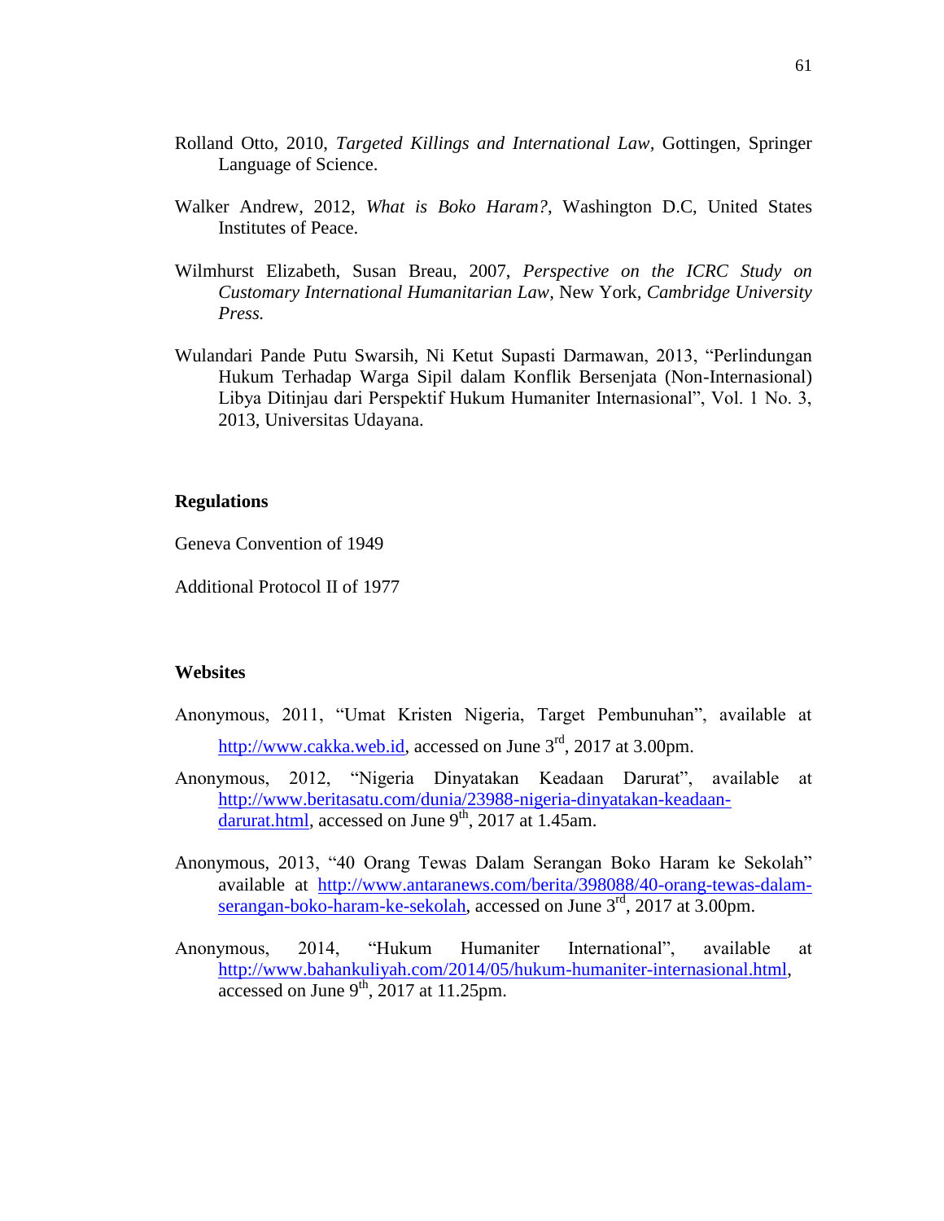Rolland Otto, 2010, *Targeted Killings and International Law,* Gottingen, Springer Language of Science.

Walker Andrew, 2012, *What is Boko Haram?*, Washington D.C, United States Institutes of Peace.

Wilmhurst Elizabeth, Susan Breau, 2007, *Perspective on the ICRC Study on Customary International Humanitarian Law,* New York, *Cambridge University Press.*

Wulandari Pande Putu Swarsih, Ni Ketut Supasti Darmawan, 2013, "Perlindungan Hukum Terhadap Warga Sipil dalam Konflik Bersenjata (Non-Internasional) Libya Ditinjau dari Perspektif Hukum Humaniter Internasional", Vol. 1 No. 3, 2013, Universitas Udayana.

**Regulations**

Geneva Convention of 1949

Additional Protocol II of 1977

**Websites**

Anonymous, 2011, "Umat Kristen Nigeria, Target Pembunuhan", available at http://www.cakka.web.id, accessed on June 3rd, 2017 at 3.00pm.

Anonymous, 2012, "Nigeria Dinyatakan Keadaan Darurat", available at http://www.beritasatu.com/dunia/23988-nigeria-dinyatakan-keadaan-darurat.html, accessed on June 9th, 2017 at 1.45am.

Anonymous, 2013, "40 Orang Tewas Dalam Serangan Boko Haram ke Sekolah" available at http://www.antaranews.com/berita/398088/40-orang-tewas-dalam-serangan-boko-haram-ke-sekolah, accessed on June 3rd, 2017 at 3.00pm.

Anonymous, 2014, "Hukum Humaniter International", available at http://www.bahankuliyah.com/2014/05/hukum-humaniter-internasional.html, accessed on June 9th, 2017 at 11.25pm.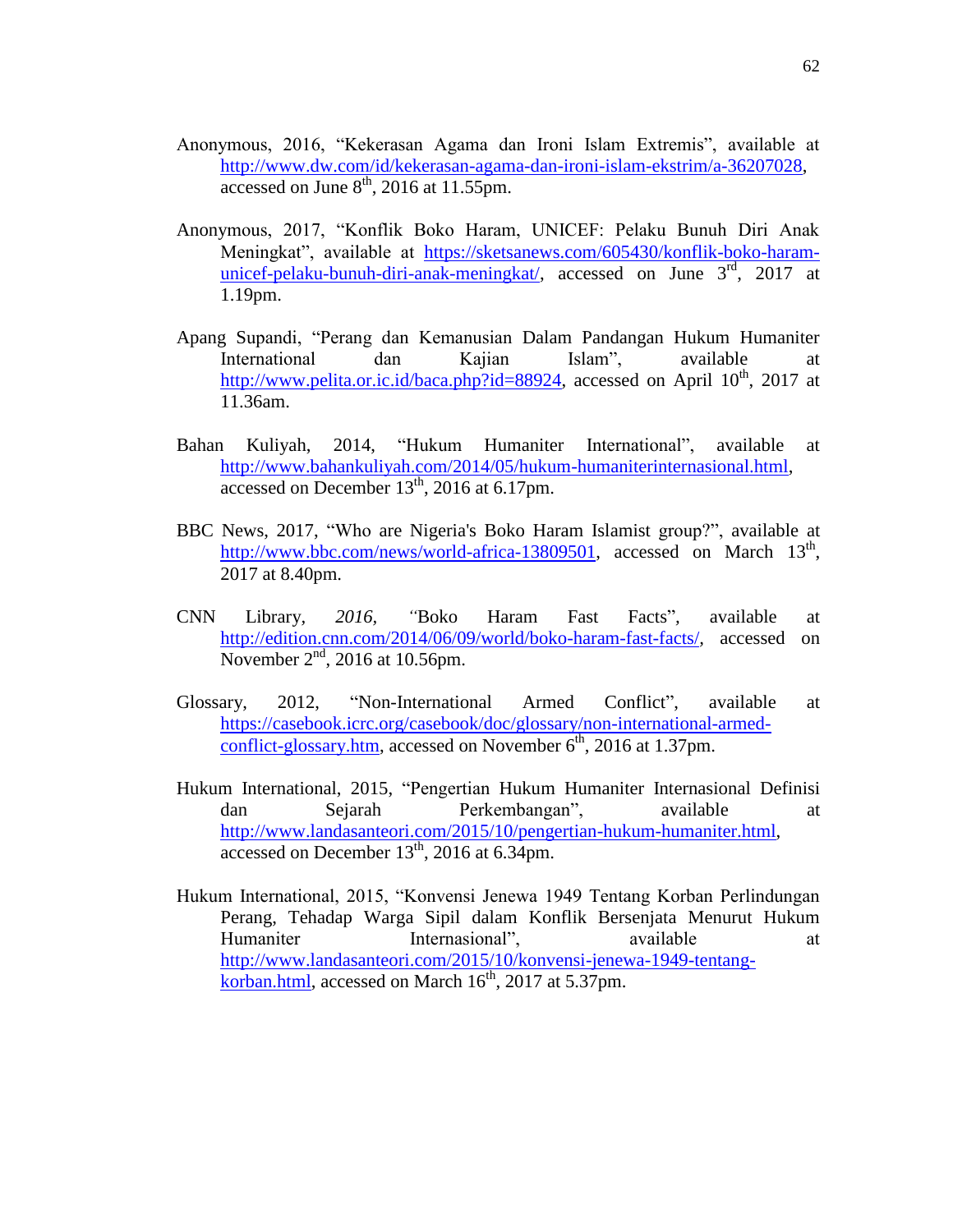Anonymous, 2016, "Kekerasan Agama dan Ironi Islam Extremis", available at http://www.dw.com/id/kekerasan-agama-dan-ironi-islam-ekstrim/a-36207028, accessed on June 8th, 2016 at 11.55pm.

Anonymous, 2017, "Konflik Boko Haram, UNICEF: Pelaku Bunuh Diri Anak Meningkat", available at https://sketsanews.com/605430/konflik-boko-haram-unicef-pelaku-bunuh-diri-anak-meningkat/, accessed on June 3rd, 2017 at 1.19pm.

Apang Supandi, "Perang dan Kemanusian Dalam Pandangan Hukum Humaniter International dan Kajian Islam", available at http://www.pelita.or.ic.id/baca.php?id=88924, accessed on April 10th, 2017 at 11.36am.

Bahan Kuliyah, 2014, "Hukum Humaniter International", available at http://www.bahankuliyah.com/2014/05/hukum-humaniterinternasional.html, accessed on December 13th, 2016 at 6.17pm.

BBC News, 2017, "Who are Nigeria's Boko Haram Islamist group?", available at http://www.bbc.com/news/world-africa-13809501, accessed on March 13th, 2017 at 8.40pm.

CNN Library, *2016, "*Boko Haram Fast Facts", available at http://edition.cnn.com/2014/06/09/world/boko-haram-fast-facts/, accessed on November 2nd, 2016 at 10.56pm.

Glossary, 2012, "Non-International Armed Conflict", available at https://casebook.icrc.org/casebook/doc/glossary/non-international-armed-conflict-glossary.htm, accessed on November 6th, 2016 at 1.37pm.

Hukum International, 2015, "Pengertian Hukum Humaniter Internasional Definisi dan Sejarah Perkembangan", available at http://www.landasanteori.com/2015/10/pengertian-hukum-humaniter.html, accessed on December 13th, 2016 at 6.34pm.

Hukum International, 2015, "Konvensi Jenewa 1949 Tentang Korban Perlindungan Perang, Tehadap Warga Sipil dalam Konflik Bersenjata Menurut Hukum Humaniter Internasional", available at http://www.landasanteori.com/2015/10/konvensi-jenewa-1949-tentang-korban.html, accessed on March 16th, 2017 at 5.37pm.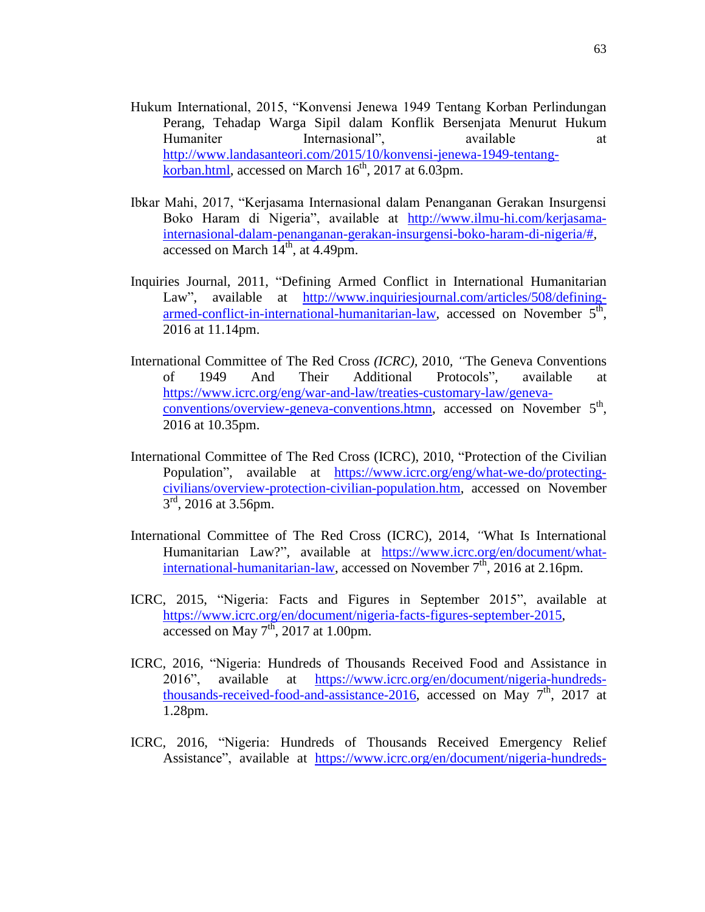Hukum International, 2015, "Konvensi Jenewa 1949 Tentang Korban Perlindungan Perang, Tehadap Warga Sipil dalam Konflik Bersenjata Menurut Hukum Humaniter Internasional", available at http://www.landasanteori.com/2015/10/konvensi-jenewa-1949-tentang-korban.html, accessed on March 16th, 2017 at 6.03pm.

Ibkar Mahi, 2017, "Kerjasama Internasional dalam Penanganan Gerakan Insurgensi Boko Haram di Nigeria", available at http://www.ilmu-hi.com/kerjasama-internasional-dalam-penanganan-gerakan-insurgensi-boko-haram-di-nigeria/#, accessed on March 14th, at 4.49pm.

Inquiries Journal, 2011, "Defining Armed Conflict in International Humanitarian Law", available at http://www.inquiriesjournal.com/articles/508/defining-armed-conflict-in-international-humanitarian-law, accessed on November 5th, 2016 at 11.14pm.

International Committee of The Red Cross *(ICRC)*, 2010, "The Geneva Conventions of 1949 And Their Additional Protocols", available at https://www.icrc.org/eng/war-and-law/treaties-customary-law/geneva-conventions/overview-geneva-conventions.htmn, accessed on November 5th, 2016 at 10.35pm.

International Committee of The Red Cross (ICRC), 2010, "Protection of the Civilian Population", available at https://www.icrc.org/eng/what-we-do/protecting-civilians/overview-protection-civilian-population.htm, accessed on November 3rd, 2016 at 3.56pm.

International Committee of The Red Cross (ICRC), 2014, "What Is International Humanitarian Law?", available at https://www.icrc.org/en/document/what-international-humanitarian-law, accessed on November 7th, 2016 at 2.16pm.

ICRC, 2015, "Nigeria: Facts and Figures in September 2015", available at https://www.icrc.org/en/document/nigeria-facts-figures-september-2015, accessed on May 7th, 2017 at 1.00pm.

ICRC, 2016, "Nigeria: Hundreds of Thousands Received Food and Assistance in 2016", available at https://www.icrc.org/en/document/nigeria-hundreds-thousands-received-food-and-assistance-2016, accessed on May 7th, 2017 at 1.28pm.

ICRC, 2016, "Nigeria: Hundreds of Thousands Received Emergency Relief Assistance", available at https://www.icrc.org/en/document/nigeria-hundreds-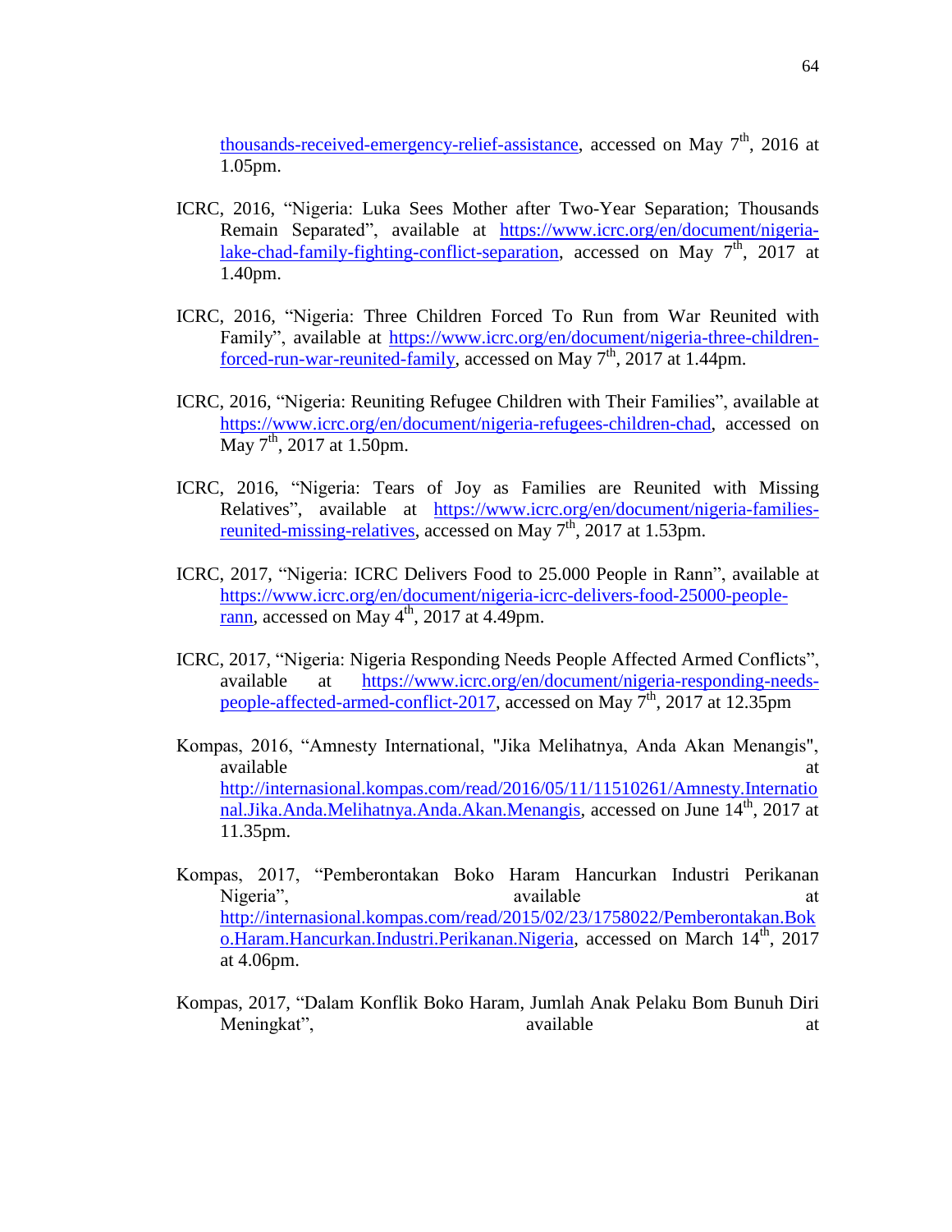thousands-received-emergency-relief-assistance, accessed on May 7th, 2016 at 1.05pm.

ICRC, 2016, "Nigeria: Luka Sees Mother after Two-Year Separation; Thousands Remain Separated", available at https://www.icrc.org/en/document/nigeria-lake-chad-family-fighting-conflict-separation, accessed on May 7th, 2017 at 1.40pm.

ICRC, 2016, "Nigeria: Three Children Forced To Run from War Reunited with Family", available at https://www.icrc.org/en/document/nigeria-three-children-forced-run-war-reunited-family, accessed on May 7th, 2017 at 1.44pm.

ICRC, 2016, "Nigeria: Reuniting Refugee Children with Their Families", available at https://www.icrc.org/en/document/nigeria-refugees-children-chad, accessed on May 7th, 2017 at 1.50pm.

ICRC, 2016, "Nigeria: Tears of Joy as Families are Reunited with Missing Relatives", available at https://www.icrc.org/en/document/nigeria-families-reunited-missing-relatives, accessed on May 7th, 2017 at 1.53pm.

ICRC, 2017, "Nigeria: ICRC Delivers Food to 25.000 People in Rann", available at https://www.icrc.org/en/document/nigeria-icrc-delivers-food-25000-people-rann, accessed on May 4th, 2017 at 4.49pm.

ICRC, 2017, "Nigeria: Nigeria Responding Needs People Affected Armed Conflicts", available at https://www.icrc.org/en/document/nigeria-responding-needs-people-affected-armed-conflict-2017, accessed on May 7th, 2017 at 12.35pm

Kompas, 2016, "Amnesty International, "Jika Melihatnya, Anda Akan Menangis", available at http://internasional.kompas.com/read/2016/05/11/11510261/Amnesty.Internasional.Jika.Anda.Melihatnya.Anda.Akan.Menangis, accessed on June 14th, 2017 at 11.35pm.

Kompas, 2017, "Pemberontakan Boko Haram Hancurkan Industri Perikanan Nigeria", available at http://internasional.kompas.com/read/2015/02/23/1758022/Pemberontakan.Boko.Haram.Hancurkan.Industri.Perikanan.Nigeria, accessed on March 14th, 2017 at 4.06pm.

Kompas, 2017, "Dalam Konflik Boko Haram, Jumlah Anak Pelaku Bom Bunuh Diri Meningkat", available at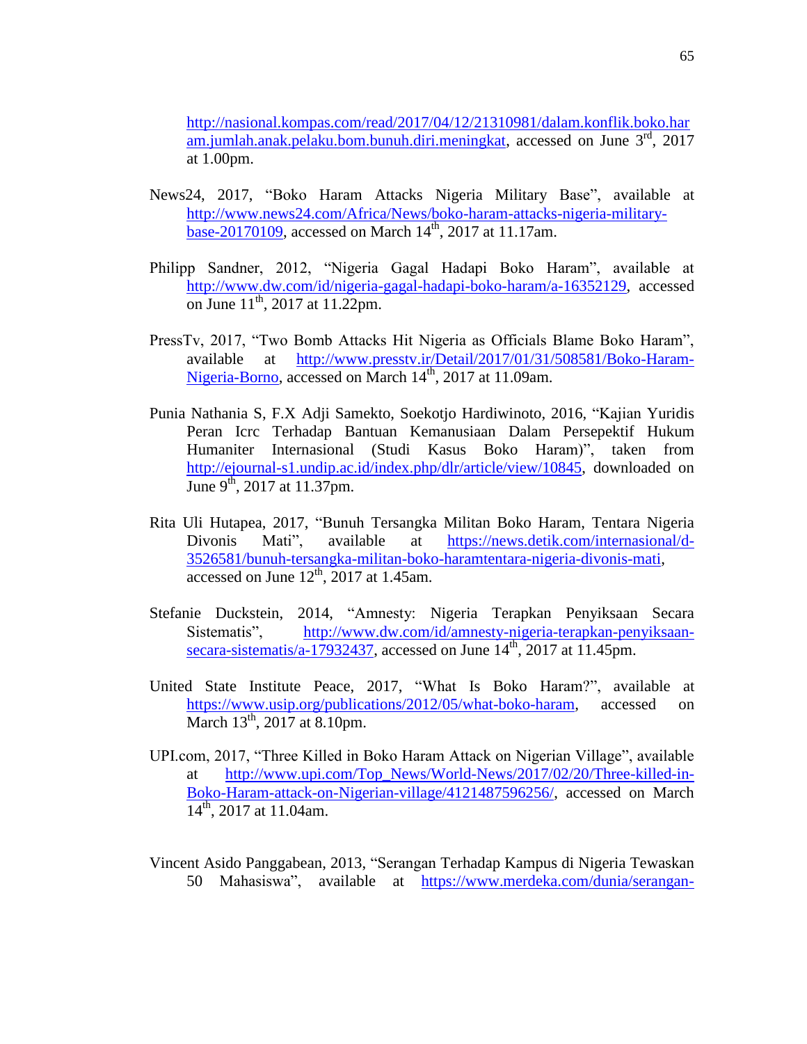http://nasional.kompas.com/read/2017/04/12/21310981/dalam.konflik.boko.haram.jumlah.anak.pelaku.bom.bunuh.diri.meningkat, accessed on June 3rd, 2017 at 1.00pm.

News24, 2017, "Boko Haram Attacks Nigeria Military Base", available at http://www.news24.com/Africa/News/boko-haram-attacks-nigeria-military-base-20170109, accessed on March 14th, 2017 at 11.17am.

Philipp Sandner, 2012, "Nigeria Gagal Hadapi Boko Haram", available at http://www.dw.com/id/nigeria-gagal-hadapi-boko-haram/a-16352129, accessed on June 11th, 2017 at 11.22pm.

PressTv, 2017, "Two Bomb Attacks Hit Nigeria as Officials Blame Boko Haram", available at http://www.presstv.ir/Detail/2017/01/31/508581/Boko-Haram-Nigeria-Borno, accessed on March 14th, 2017 at 11.09am.

Punia Nathania S, F.X Adji Samekto, Soekotjo Hardiwinoto, 2016, "Kajian Yuridis Peran Icrc Terhadap Bantuan Kemanusiaan Dalam Persepektif Hukum Humaniter Internasional (Studi Kasus Boko Haram)", taken from http://ejournal-s1.undip.ac.id/index.php/dlr/article/view/10845, downloaded on June 9th, 2017 at 11.37pm.

Rita Uli Hutapea, 2017, "Bunuh Tersangka Militan Boko Haram, Tentara Nigeria Divonis Mati", available at https://news.detik.com/internasional/d-3526581/bunuh-tersangka-militan-boko-haramtentara-nigeria-divonis-mati, accessed on June 12th, 2017 at 1.45am.

Stefanie Duckstein, 2014, "Amnesty: Nigeria Terapkan Penyiksaan Secara Sistematis", http://www.dw.com/id/amnesty-nigeria-terapkan-penyiksaan-secara-sistematis/a-17932437, accessed on June 14th, 2017 at 11.45pm.

United State Institute Peace, 2017, "What Is Boko Haram?", available at https://www.usip.org/publications/2012/05/what-boko-haram, accessed on March 13th, 2017 at 8.10pm.

UPI.com, 2017, "Three Killed in Boko Haram Attack on Nigerian Village", available at http://www.upi.com/Top_News/World-News/2017/02/20/Three-killed-in-Boko-Haram-attack-on-Nigerian-village/4121487596256/, accessed on March 14th, 2017 at 11.04am.

Vincent Asido Panggabean, 2013, "Serangan Terhadap Kampus di Nigeria Tewaskan 50 Mahasiswa", available at https://www.merdeka.com/dunia/serangan-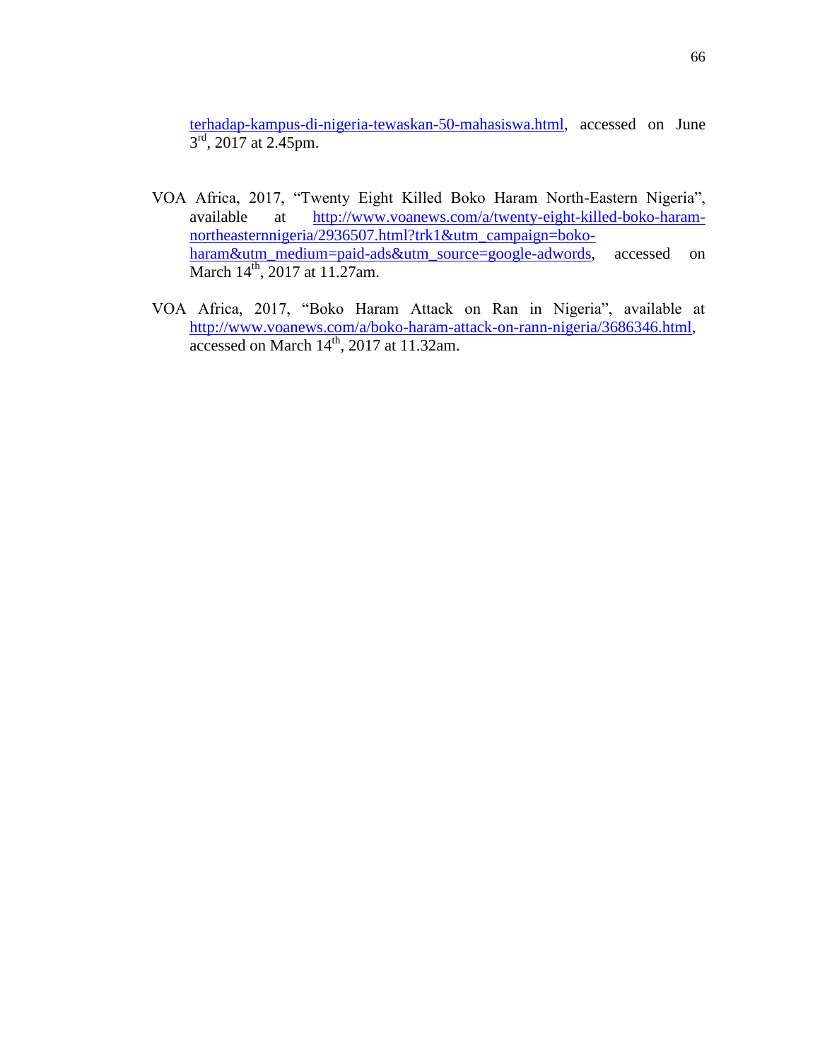terhadap-kampus-di-nigeria-tewaskan-50-mahasiswa.html, accessed on June 3rd, 2017 at 2.45pm.

VOA Africa, 2017, "Twenty Eight Killed Boko Haram North-Eastern Nigeria", available at http://www.voanews.com/a/twenty-eight-killed-boko-haram-northeasternnigeria/2936507.html?trk1&utm_campaign=boko-haram&utm_medium=paid-ads&utm_source=google-adwords, accessed on March 14th, 2017 at 11.27am.

VOA Africa, 2017, "Boko Haram Attack on Ran in Nigeria", available at http://www.voanews.com/a/boko-haram-attack-on-rann-nigeria/3686346.html, accessed on March 14th, 2017 at 11.32am.